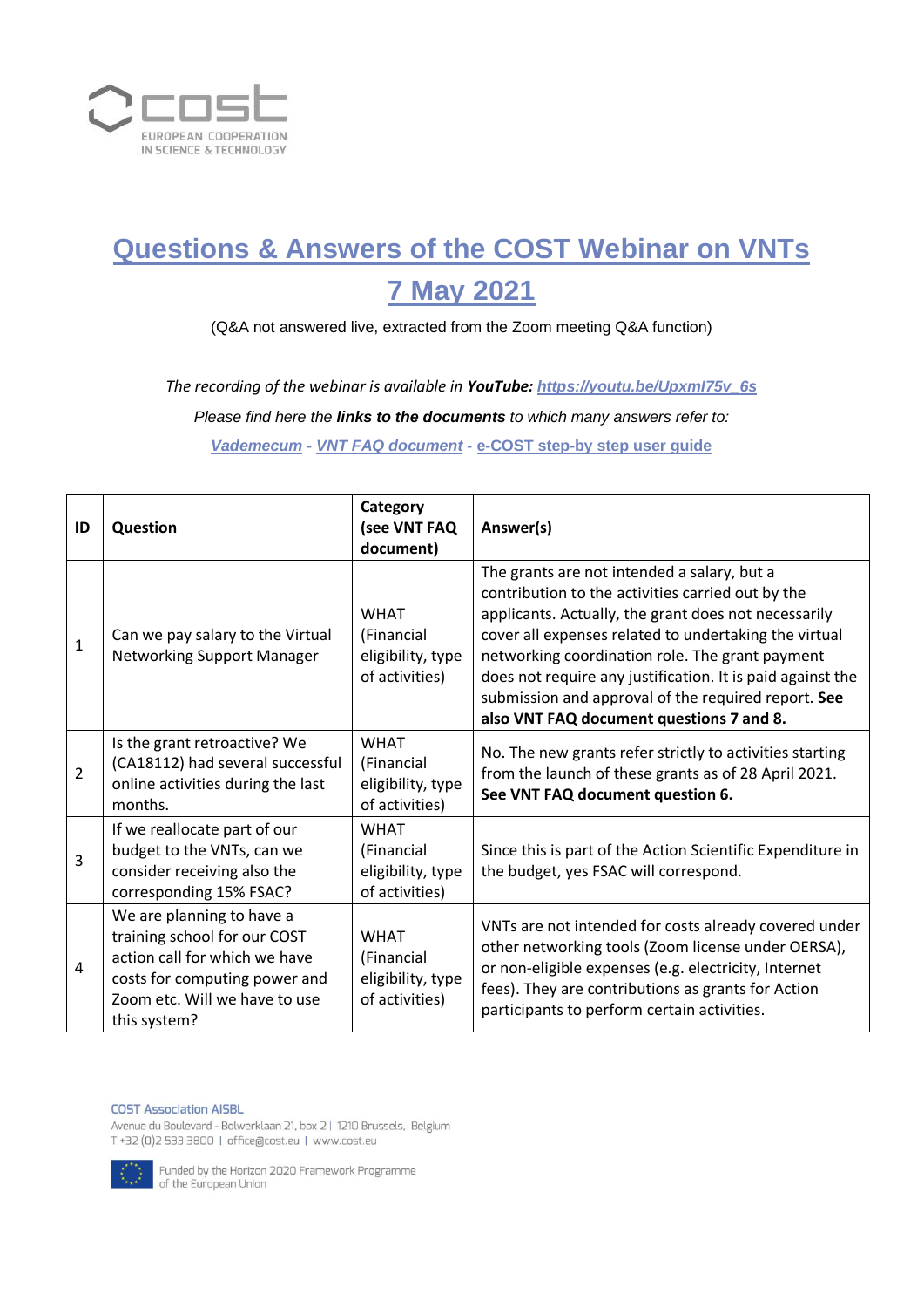# Questions & Answers of the COST Webinar on VNTs

# 7 May 2021

(Q&A not answered live, extracted from the Zoom meeting Q&A function)

*The recording of the webinar is available in **YouTube:** https://youtu.be/Upxml75v_6s*

*Please find here the **links to the documents** to which many answers refer to:*

*Vademecum* - *VNT FAQ document* - e-COST step-by step user guide

| ID | Question | Category (see VNT FAQ document) | Answer(s) |
|---|---|---|---|
| 1 | Can we pay salary to the Virtual Networking Support Manager | WHAT (Financial eligibility, type of activities) | The grants are not intended a salary, but a contribution to the activities carried out by the applicants. Actually, the grant does not necessarily cover all expenses related to undertaking the virtual networking coordination role. The grant payment does not require any justification. It is paid against the submission and approval of the required report. **See also VNT FAQ document questions 7 and 8.** |
| 2 | Is the grant retroactive? We (CA18112) had several successful online activities during the last months. | WHAT (Financial eligibility, type of activities) | No. The new grants refer strictly to activities starting from the launch of these grants as of 28 April 2021. **See VNT FAQ document question 6.** |
| 3 | If we reallocate part of our budget to the VNTs, can we consider receiving also the corresponding 15% FSAC? | WHAT (Financial eligibility, type of activities) | Since this is part of the Action Scientific Expenditure in the budget, yes FSAC will correspond. |
| 4 | We are planning to have a training school for our COST action call for which we have costs for computing power and Zoom etc. Will we have to use this system? | WHAT (Financial eligibility, type of activities) | VNTs are not intended for costs already covered under other networking tools (Zoom license under OERSA), or non-eligible expenses (e.g. electricity, Internet fees). They are contributions as grants for Action participants to perform certain activities. |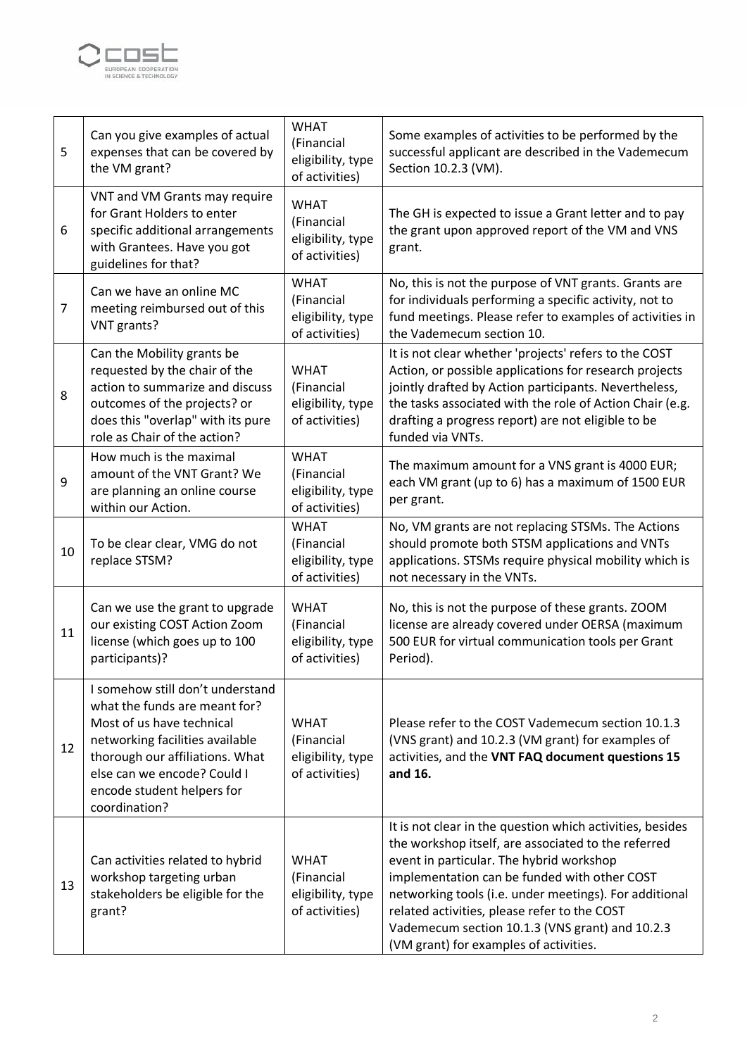| 5 | Can you give examples of actual expenses that can be covered by the VM grant? | WHAT (Financial eligibility, type of activities) | Some examples of activities to be performed by the successful applicant are described in the Vademecum Section 10.2.3 (VM). |
|---|---|---|---|
| 6 | VNT and VM Grants may require for Grant Holders to enter specific additional arrangements with Grantees. Have you got guidelines for that? | WHAT (Financial eligibility, type of activities) | The GH is expected to issue a Grant letter and to pay the grant upon approved report of the VM and VNS grant. |
| 7 | Can we have an online MC meeting reimbursed out of this VNT grants? | WHAT (Financial eligibility, type of activities) | No, this is not the purpose of VNT grants. Grants are for individuals performing a specific activity, not to fund meetings. Please refer to examples of activities in the Vademecum section 10. |
| 8 | Can the Mobility grants be requested by the chair of the action to summarize and discuss outcomes of the projects? or does this "overlap" with its pure role as Chair of the action? | WHAT (Financial eligibility, type of activities) | It is not clear whether 'projects' refers to the COST Action, or possible applications for research projects jointly drafted by Action participants. Nevertheless, the tasks associated with the role of Action Chair (e.g. drafting a progress report) are not eligible to be funded via VNTs. |
| 9 | How much is the maximal amount of the VNT Grant? We are planning an online course within our Action. | WHAT (Financial eligibility, type of activities) | The maximum amount for a VNS grant is 4000 EUR; each VM grant (up to 6) has a maximum of 1500 EUR per grant. |
| 10 | To be clear clear, VMG do not replace STSM? | WHAT (Financial eligibility, type of activities) | No, VM grants are not replacing STSMs. The Actions should promote both STSM applications and VNTs applications. STSMs require physical mobility which is not necessary in the VNTs. |
| 11 | Can we use the grant to upgrade our existing COST Action Zoom license (which goes up to 100 participants)? | WHAT (Financial eligibility, type of activities) | No, this is not the purpose of these grants. ZOOM license are already covered under OERSA (maximum 500 EUR for virtual communication tools per Grant Period). |
| 12 | I somehow still don't understand what the funds are meant for? Most of us have technical networking facilities available thorough our affiliations. What else can we encode? Could I encode student helpers for coordination? | WHAT (Financial eligibility, type of activities) | Please refer to the COST Vademecum section 10.1.3 (VNS grant) and 10.2.3 (VM grant) for examples of activities, and the **VNT FAQ document questions 15 and 16.** |
| 13 | Can activities related to hybrid workshop targeting urban stakeholders be eligible for the grant? | WHAT (Financial eligibility, type of activities) | It is not clear in the question which activities, besides the workshop itself, are associated to the referred event in particular. The hybrid workshop implementation can be funded with other COST networking tools (i.e. under meetings). For additional related activities, please refer to the COST Vademecum section 10.1.3 (VNS grant) and 10.2.3 (VM grant) for examples of activities. |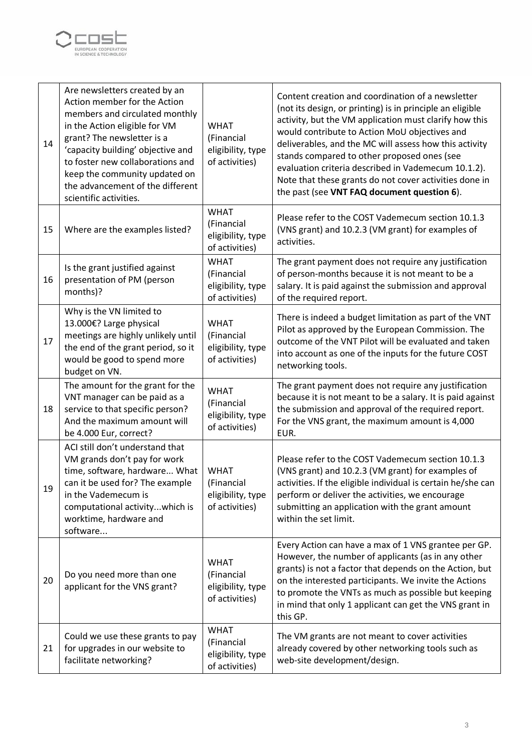| 14 | Are newsletters created by an Action member for the Action members and circulated monthly in the Action eligible for VM grant? The newsletter is a 'capacity building' objective and to foster new collaborations and keep the community updated on the advancement of the different scientific activities. | WHAT (Financial eligibility, type of activities) | Content creation and coordination of a newsletter (not its design, or printing) is in principle an eligible activity, but the VM application must clarify how this would contribute to Action MoU objectives and deliverables, and the MC will assess how this activity stands compared to other proposed ones (see evaluation criteria described in Vademecum 10.1.2). Note that these grants do not cover activities done in the past (see **VNT FAQ document question 6**). |
|---|---|---|---|
| 15 | Where are the examples listed? | WHAT (Financial eligibility, type of activities) | Please refer to the COST Vademecum section 10.1.3 (VNS grant) and 10.2.3 (VM grant) for examples of activities. |
| 16 | Is the grant justified against presentation of PM (person months)? | WHAT (Financial eligibility, type of activities) | The grant payment does not require any justification of person-months because it is not meant to be a salary. It is paid against the submission and approval of the required report. |
| 17 | Why is the VN limited to 13.000€? Large physical meetings are highly unlikely until the end of the grant period, so it would be good to spend more budget on VN. | WHAT (Financial eligibility, type of activities) | There is indeed a budget limitation as part of the VNT Pilot as approved by the European Commission. The outcome of the VNT Pilot will be evaluated and taken into account as one of the inputs for the future COST networking tools. |
| 18 | The amount for the grant for the VNT manager can be paid as a service to that specific person? And the maximum amount will be 4.000 Eur, correct? | WHAT (Financial eligibility, type of activities) | The grant payment does not require any justification because it is not meant to be a salary. It is paid against the submission and approval of the required report. For the VNS grant, the maximum amount is 4,000 EUR. |
| 19 | ACI still don't understand that VM grands don't pay for work time, software, hardware... What can it be used for? The example in the Vademecum is computational activity...which is worktime, hardware and software... | WHAT (Financial eligibility, type of activities) | Please refer to the COST Vademecum section 10.1.3 (VNS grant) and 10.2.3 (VM grant) for examples of activities. If the eligible individual is certain he/she can perform or deliver the activities, we encourage submitting an application with the grant amount within the set limit. |
| 20 | Do you need more than one applicant for the VNS grant? | WHAT (Financial eligibility, type of activities) | Every Action can have a max of 1 VNS grantee per GP. However, the number of applicants (as in any other grants) is not a factor that depends on the Action, but on the interested participants. We invite the Actions to promote the VNTs as much as possible but keeping in mind that only 1 applicant can get the VNS grant in this GP. |
| 21 | Could we use these grants to pay for upgrades in our website to facilitate networking? | WHAT (Financial eligibility, type of activities) | The VM grants are not meant to cover activities already covered by other networking tools such as web-site development/design. |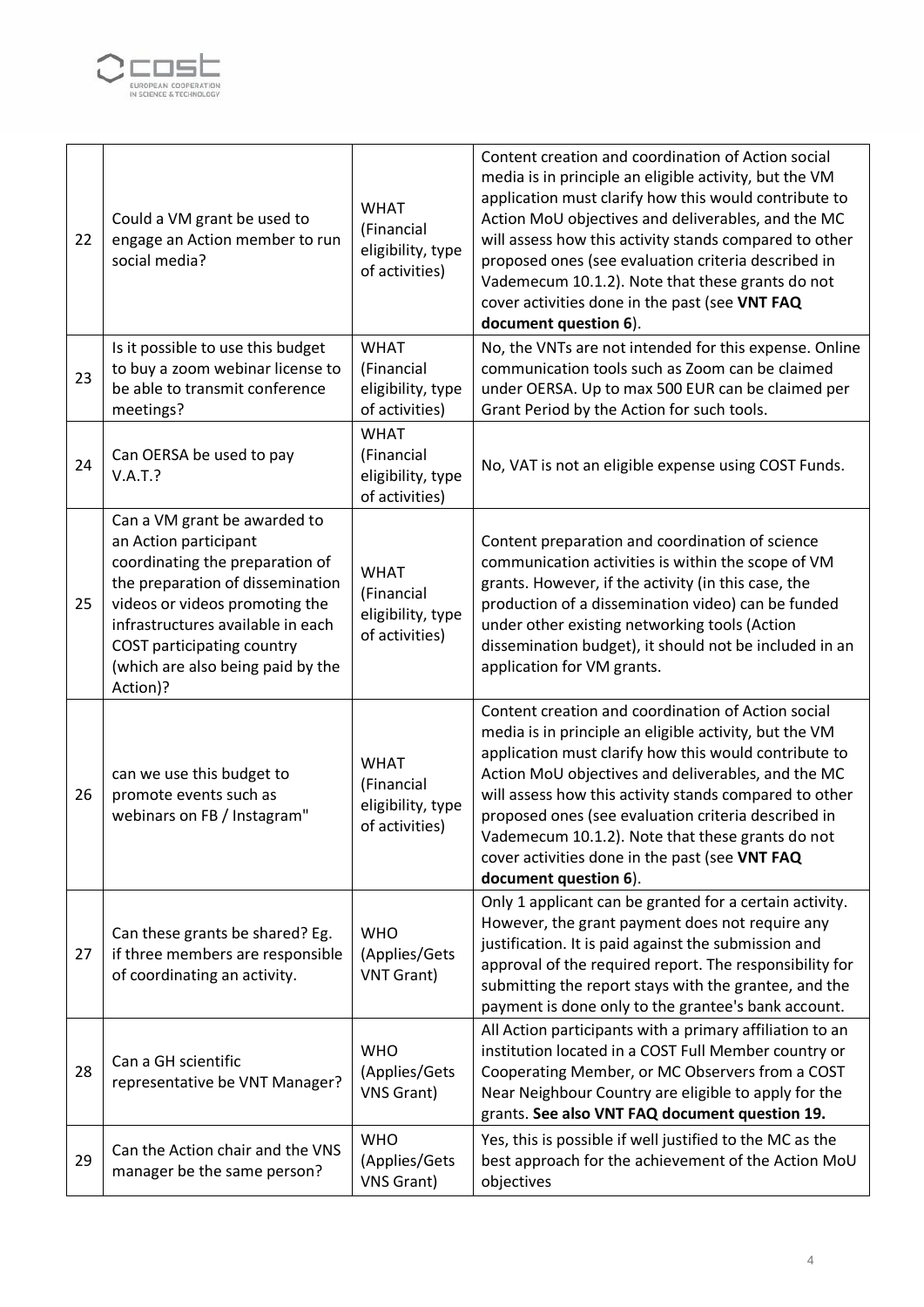| | | | |
|---|---|---|---|
| 22 | Could a VM grant be used to engage an Action member to run social media? | WHAT (Financial eligibility, type of activities) | Content creation and coordination of Action social media is in principle an eligible activity, but the VM application must clarify how this would contribute to Action MoU objectives and deliverables, and the MC will assess how this activity stands compared to other proposed ones (see evaluation criteria described in Vademecum 10.1.2). Note that these grants do not cover activities done in the past (see **VNT FAQ document question 6**). |
| 23 | Is it possible to use this budget to buy a zoom webinar license to be able to transmit conference meetings? | WHAT (Financial eligibility, type of activities) | No, the VNTs are not intended for this expense. Online communication tools such as Zoom can be claimed under OERSA. Up to max 500 EUR can be claimed per Grant Period by the Action for such tools. |
| 24 | Can OERSA be used to pay V.A.T.? | WHAT (Financial eligibility, type of activities) | No, VAT is not an eligible expense using COST Funds. |
| 25 | Can a VM grant be awarded to an Action participant coordinating the preparation of the preparation of dissemination videos or videos promoting the infrastructures available in each COST participating country (which are also being paid by the Action)? | WHAT (Financial eligibility, type of activities) | Content preparation and coordination of science communication activities is within the scope of VM grants. However, if the activity (in this case, the production of a dissemination video) can be funded under other existing networking tools (Action dissemination budget), it should not be included in an application for VM grants. |
| 26 | can we use this budget to promote events such as webinars on FB / Instagram" | WHAT (Financial eligibility, type of activities) | Content creation and coordination of Action social media is in principle an eligible activity, but the VM application must clarify how this would contribute to Action MoU objectives and deliverables, and the MC will assess how this activity stands compared to other proposed ones (see evaluation criteria described in Vademecum 10.1.2). Note that these grants do not cover activities done in the past (see **VNT FAQ document question 6**). |
| 27 | Can these grants be shared? Eg. if three members are responsible of coordinating an activity. | WHO (Applies/Gets VNT Grant) | Only 1 applicant can be granted for a certain activity. However, the grant payment does not require any justification. It is paid against the submission and approval of the required report. The responsibility for submitting the report stays with the grantee, and the payment is done only to the grantee's bank account. |
| 28 | Can a GH scientific representative be VNT Manager? | WHO (Applies/Gets VNS Grant) | All Action participants with a primary affiliation to an institution located in a COST Full Member country or Cooperating Member, or MC Observers from a COST Near Neighbour Country are eligible to apply for the grants. **See also VNT FAQ document question 19.** |
| 29 | Can the Action chair and the VNS manager be the same person? | WHO (Applies/Gets VNS Grant) | Yes, this is possible if well justified to the MC as the best approach for the achievement of the Action MoU objectives |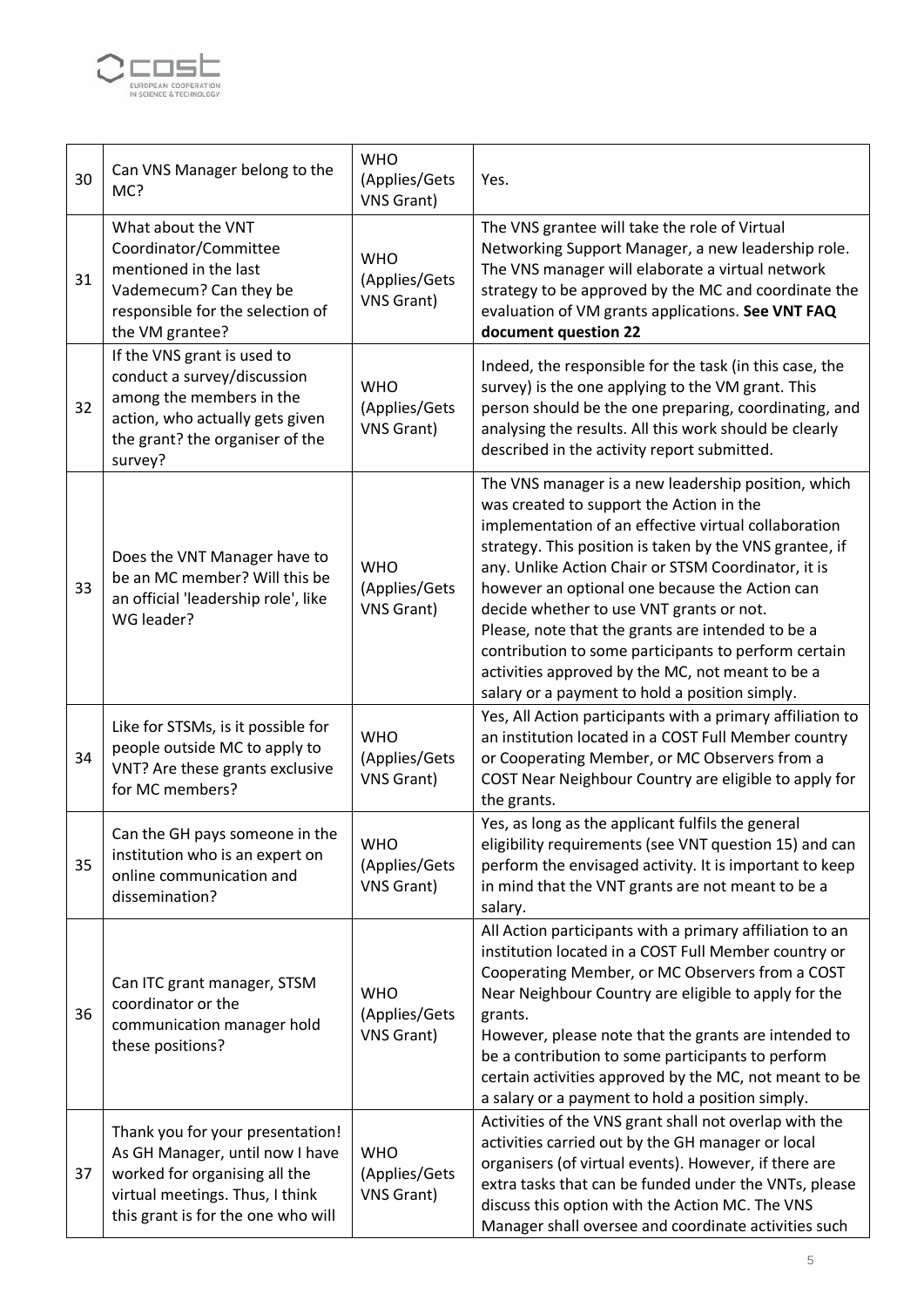| | | | |
|---|---|---|---|
| 30 | Can VNS Manager belong to the MC? | WHO (Applies/Gets VNS Grant) | Yes. |
| 31 | What about the VNT Coordinator/Committee mentioned in the last Vademecum? Can they be responsible for the selection of the VM grantee? | WHO (Applies/Gets VNS Grant) | The VNS grantee will take the role of Virtual Networking Support Manager, a new leadership role. The VNS manager will elaborate a virtual network strategy to be approved by the MC and coordinate the evaluation of VM grants applications. **See VNT FAQ document question 22** |
| 32 | If the VNS grant is used to conduct a survey/discussion among the members in the action, who actually gets given the grant? the organiser of the survey? | WHO (Applies/Gets VNS Grant) | Indeed, the responsible for the task (in this case, the survey) is the one applying to the VM grant. This person should be the one preparing, coordinating, and analysing the results. All this work should be clearly described in the activity report submitted. |
| 33 | Does the VNT Manager have to be an MC member? Will this be an official 'leadership role', like WG leader? | WHO (Applies/Gets VNS Grant) | The VNS manager is a new leadership position, which was created to support the Action in the implementation of an effective virtual collaboration strategy. This position is taken by the VNS grantee, if any. Unlike Action Chair or STSM Coordinator, it is however an optional one because the Action can decide whether to use VNT grants or not.<br>Please, note that the grants are intended to be a contribution to some participants to perform certain activities approved by the MC, not meant to be a salary or a payment to hold a position simply. |
| 34 | Like for STSMs, is it possible for people outside MC to apply to VNT? Are these grants exclusive for MC members? | WHO (Applies/Gets VNS Grant) | Yes, All Action participants with a primary affiliation to an institution located in a COST Full Member country or Cooperating Member, or MC Observers from a COST Near Neighbour Country are eligible to apply for the grants. |
| 35 | Can the GH pays someone in the institution who is an expert on online communication and dissemination? | WHO (Applies/Gets VNS Grant) | Yes, as long as the applicant fulfils the general eligibility requirements (see VNT question 15) and can perform the envisaged activity. It is important to keep in mind that the VNT grants are not meant to be a salary. |
| 36 | Can ITC grant manager, STSM coordinator or the communication manager hold these positions? | WHO (Applies/Gets VNS Grant) | All Action participants with a primary affiliation to an institution located in a COST Full Member country or Cooperating Member, or MC Observers from a COST Near Neighbour Country are eligible to apply for the grants.<br>However, please note that the grants are intended to be a contribution to some participants to perform certain activities approved by the MC, not meant to be a salary or a payment to hold a position simply. |
| 37 | Thank you for your presentation! As GH Manager, until now I have worked for organising all the virtual meetings. Thus, I think this grant is for the one who will | WHO (Applies/Gets VNS Grant) | Activities of the VNS grant shall not overlap with the activities carried out by the GH manager or local organisers (of virtual events). However, if there are extra tasks that can be funded under the VNTs, please discuss this option with the Action MC. The VNS Manager shall oversee and coordinate activities such |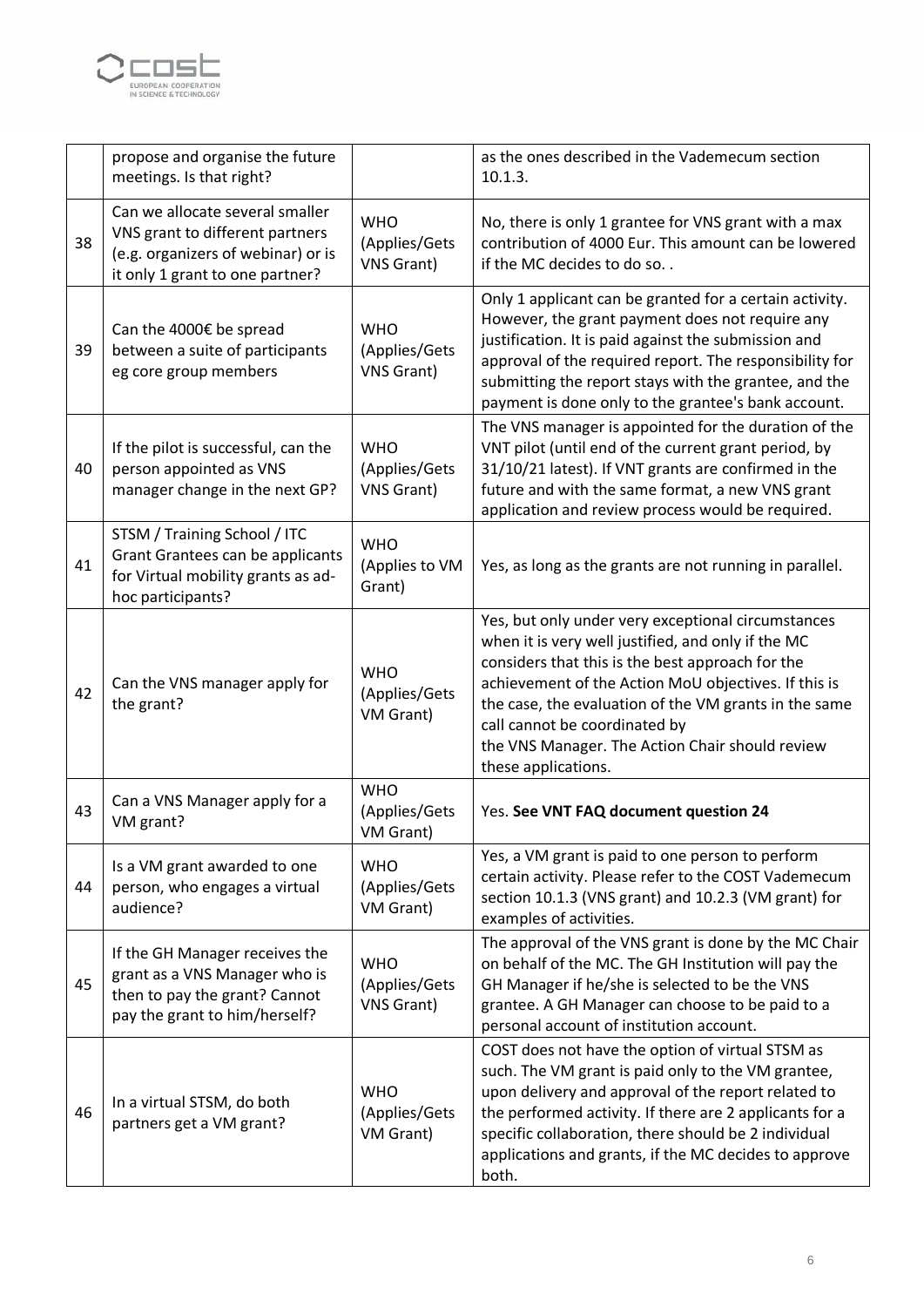| | | | |
|---|---|---|---|
| | propose and organise the future meetings. Is that right? | | as the ones described in the Vademecum section 10.1.3. |
| 38 | Can we allocate several smaller VNS grant to different partners (e.g. organizers of webinar) or is it only 1 grant to one partner? | WHO (Applies/Gets VNS Grant) | No, there is only 1 grantee for VNS grant with a max contribution of 4000 Eur. This amount can be lowered if the MC decides to do so. . |
| 39 | Can the 4000€ be spread between a suite of participants eg core group members | WHO (Applies/Gets VNS Grant) | Only 1 applicant can be granted for a certain activity. However, the grant payment does not require any justification. It is paid against the submission and approval of the required report. The responsibility for submitting the report stays with the grantee, and the payment is done only to the grantee's bank account. |
| 40 | If the pilot is successful, can the person appointed as VNS manager change in the next GP? | WHO (Applies/Gets VNS Grant) | The VNS manager is appointed for the duration of the VNT pilot (until end of the current grant period, by 31/10/21 latest). If VNT grants are confirmed in the future and with the same format, a new VNS grant application and review process would be required. |
| 41 | STSM / Training School / ITC Grant Grantees can be applicants for Virtual mobility grants as ad-hoc participants? | WHO (Applies to VM Grant) | Yes, as long as the grants are not running in parallel. |
| 42 | Can the VNS manager apply for the grant? | WHO (Applies/Gets VM Grant) | Yes, but only under very exceptional circumstances when it is very well justified, and only if the MC considers that this is the best approach for the achievement of the Action MoU objectives. If this is the case, the evaluation of the VM grants in the same call cannot be coordinated by the VNS Manager. The Action Chair should review these applications. |
| 43 | Can a VNS Manager apply for a VM grant? | WHO (Applies/Gets VM Grant) | Yes. **See VNT FAQ document question 24** |
| 44 | Is a VM grant awarded to one person, who engages a virtual audience? | WHO (Applies/Gets VM Grant) | Yes, a VM grant is paid to one person to perform certain activity. Please refer to the COST Vademecum section 10.1.3 (VNS grant) and 10.2.3 (VM grant) for examples of activities. |
| 45 | If the GH Manager receives the grant as a VNS Manager who is then to pay the grant? Cannot pay the grant to him/herself? | WHO (Applies/Gets VNS Grant) | The approval of the VNS grant is done by the MC Chair on behalf of the MC. The GH Institution will pay the GH Manager if he/she is selected to be the VNS grantee. A GH Manager can choose to be paid to a personal account of institution account. |
| 46 | In a virtual STSM, do both partners get a VM grant? | WHO (Applies/Gets VM Grant) | COST does not have the option of virtual STSM as such. The VM grant is paid only to the VM grantee, upon delivery and approval of the report related to the performed activity. If there are 2 applicants for a specific collaboration, there should be 2 individual applications and grants, if the MC decides to approve both. |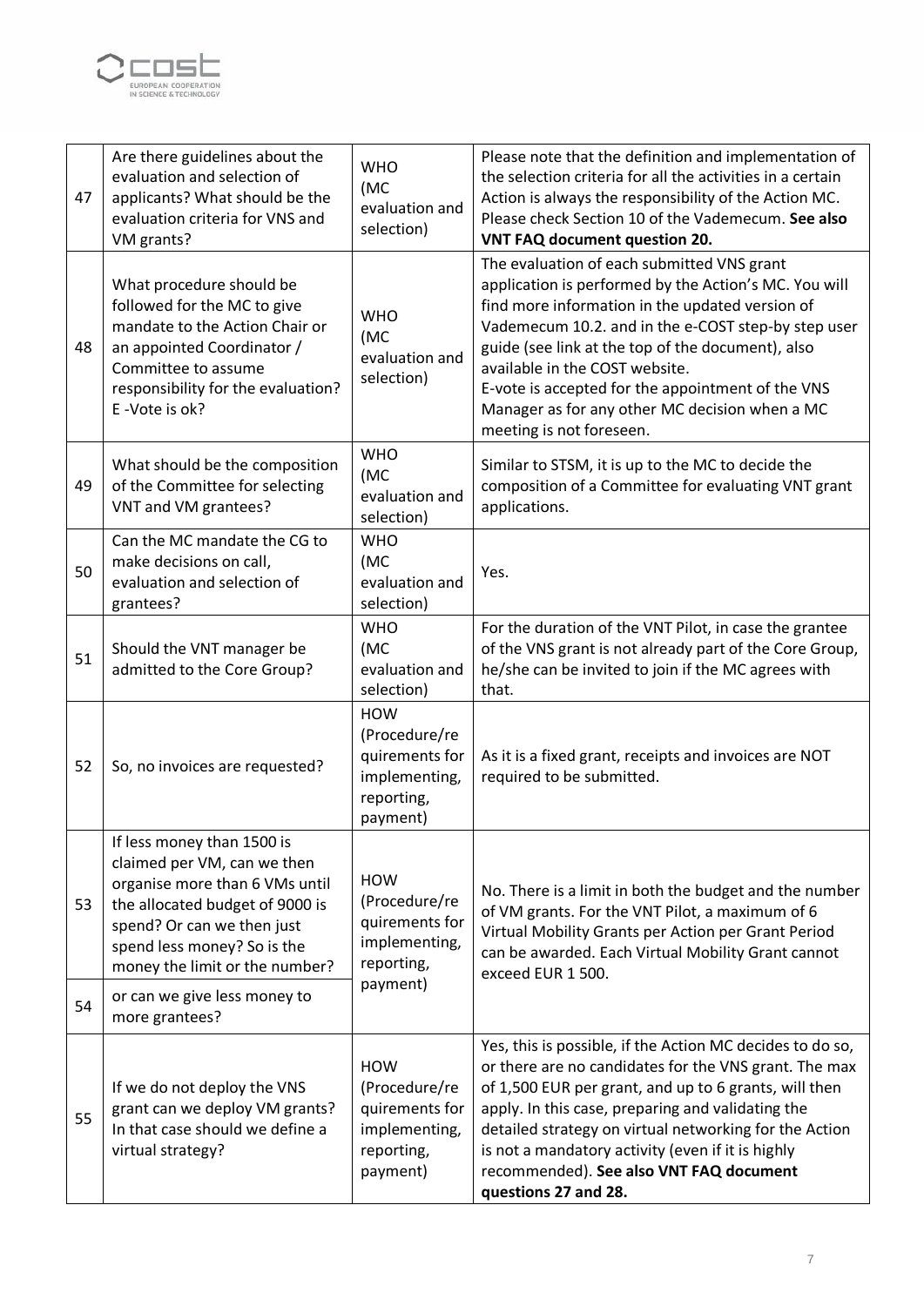| 47 | Are there guidelines about the evaluation and selection of applicants? What should be the evaluation criteria for VNS and VM grants? | WHO (MC evaluation and selection) | Please note that the definition and implementation of the selection criteria for all the activities in a certain Action is always the responsibility of the Action MC. Please check Section 10 of the Vademecum. **See also VNT FAQ document question 20.** |
|---|---|---|---|
| 48 | What procedure should be followed for the MC to give mandate to the Action Chair or an appointed Coordinator / Committee to assume responsibility for the evaluation? E -Vote is ok? | WHO (MC evaluation and selection) | The evaluation of each submitted VNS grant application is performed by the Action's MC. You will find more information in the updated version of Vademecum 10.2. and in the e-COST step-by step user guide (see link at the top of the document), also available in the COST website.<br>E-vote is accepted for the appointment of the VNS Manager as for any other MC decision when a MC meeting is not foreseen. |
| 49 | What should be the composition of the Committee for selecting VNT and VM grantees? | WHO (MC evaluation and selection) | Similar to STSM, it is up to the MC to decide the composition of a Committee for evaluating VNT grant applications. |
| 50 | Can the MC mandate the CG to make decisions on call, evaluation and selection of grantees? | WHO (MC evaluation and selection) | Yes. |
| 51 | Should the VNT manager be admitted to the Core Group? | WHO (MC evaluation and selection) | For the duration of the VNT Pilot, in case the grantee of the VNS grant is not already part of the Core Group, he/she can be invited to join if the MC agrees with that. |
| 52 | So, no invoices are requested? | HOW (Procedure/requirements for implementing, reporting, payment) | As it is a fixed grant, receipts and invoices are NOT required to be submitted. |
| 53 | If less money than 1500 is claimed per VM, can we then organise more than 6 VMs until the allocated budget of 9000 is spend? Or can we then just spend less money? So is the money the limit or the number? | HOW (Procedure/requirements for implementing, reporting, payment) | No. There is a limit in both the budget and the number of VM grants. For the VNT Pilot, a maximum of 6 Virtual Mobility Grants per Action per Grant Period can be awarded. Each Virtual Mobility Grant cannot exceed EUR 1 500. |
| 54 | or can we give less money to more grantees? | | |
| 55 | If we do not deploy the VNS grant can we deploy VM grants? In that case should we define a virtual strategy? | HOW (Procedure/requirements for implementing, reporting, payment) | Yes, this is possible, if the Action MC decides to do so, or there are no candidates for the VNS grant. The max of 1,500 EUR per grant, and up to 6 grants, will then apply. In this case, preparing and validating the detailed strategy on virtual networking for the Action is not a mandatory activity (even if it is highly recommended). **See also VNT FAQ document questions 27 and 28.** |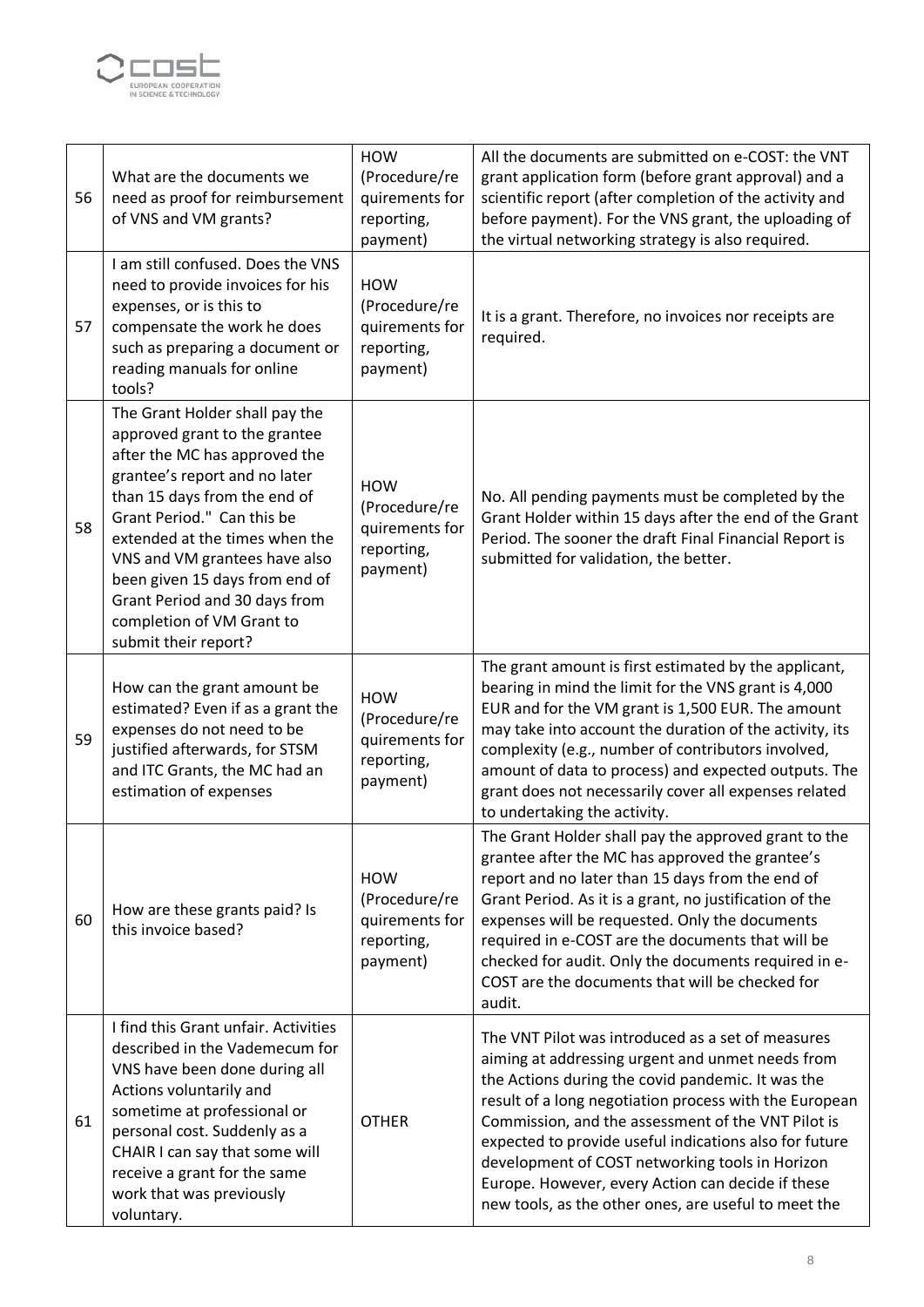| 56 | What are the documents we need as proof for reimbursement of VNS and VM grants? | HOW (Procedure/requirements for reporting, payment) | All the documents are submitted on e-COST: the VNT grant application form (before grant approval) and a scientific report (after completion of the activity and before payment). For the VNS grant, the uploading of the virtual networking strategy is also required. |
|---|---|---|---|
| 57 | I am still confused. Does the VNS need to provide invoices for his expenses, or is this to compensate the work he does such as preparing a document or reading manuals for online tools? | HOW (Procedure/requirements for reporting, payment) | It is a grant. Therefore, no invoices nor receipts are required. |
| 58 | The Grant Holder shall pay the approved grant to the grantee after the MC has approved the grantee's report and no later than 15 days from the end of Grant Period." Can this be extended at the times when the VNS and VM grantees have also been given 15 days from end of Grant Period and 30 days from completion of VM Grant to submit their report? | HOW (Procedure/requirements for reporting, payment) | No. All pending payments must be completed by the Grant Holder within 15 days after the end of the Grant Period. The sooner the draft Final Financial Report is submitted for validation, the better. |
| 59 | How can the grant amount be estimated? Even if as a grant the expenses do not need to be justified afterwards, for STSM and ITC Grants, the MC had an estimation of expenses | HOW (Procedure/requirements for reporting, payment) | The grant amount is first estimated by the applicant, bearing in mind the limit for the VNS grant is 4,000 EUR and for the VM grant is 1,500 EUR. The amount may take into account the duration of the activity, its complexity (e.g., number of contributors involved, amount of data to process) and expected outputs. The grant does not necessarily cover all expenses related to undertaking the activity. |
| 60 | How are these grants paid? Is this invoice based? | HOW (Procedure/requirements for reporting, payment) | The Grant Holder shall pay the approved grant to the grantee after the MC has approved the grantee's report and no later than 15 days from the end of Grant Period. As it is a grant, no justification of the expenses will be requested. Only the documents required in e-COST are the documents that will be checked for audit. Only the documents required in e-COST are the documents that will be checked for audit. |
| 61 | I find this Grant unfair. Activities described in the Vademecum for VNS have been done during all Actions voluntarily and sometime at professional or personal cost. Suddenly as a CHAIR I can say that some will receive a grant for the same work that was previously voluntary. | OTHER | The VNT Pilot was introduced as a set of measures aiming at addressing urgent and unmet needs from the Actions during the covid pandemic. It was the result of a long negotiation process with the European Commission, and the assessment of the VNT Pilot is expected to provide useful indications also for future development of COST networking tools in Horizon Europe. However, every Action can decide if these new tools, as the other ones, are useful to meet the |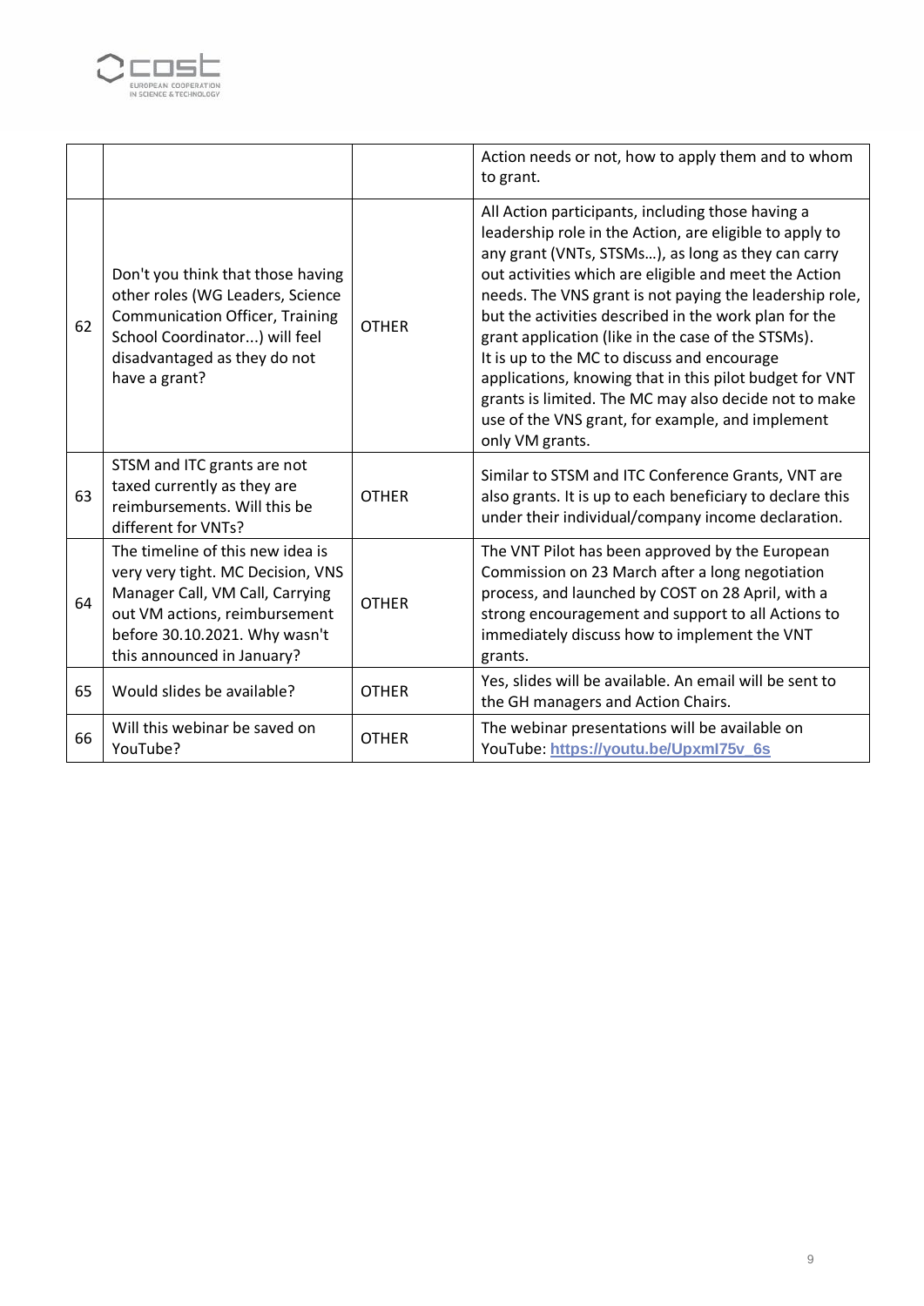| | | | |
|---|---|---|---|
| | | | Action needs or not, how to apply them and to whom to grant. |
| 62 | Don't you think that those having other roles (WG Leaders, Science Communication Officer, Training School Coordinator...) will feel disadvantaged as they do not have a grant? | OTHER | All Action participants, including those having a leadership role in the Action, are eligible to apply to any grant (VNTs, STSMs…), as long as they can carry out activities which are eligible and meet the Action needs. The VNS grant is not paying the leadership role, but the activities described in the work plan for the grant application (like in the case of the STSMs).<br>It is up to the MC to discuss and encourage applications, knowing that in this pilot budget for VNT grants is limited. The MC may also decide not to make use of the VNS grant, for example, and implement only VM grants. |
| 63 | STSM and ITC grants are not taxed currently as they are reimbursements. Will this be different for VNTs? | OTHER | Similar to STSM and ITC Conference Grants, VNT are also grants. It is up to each beneficiary to declare this under their individual/company income declaration. |
| 64 | The timeline of this new idea is very very tight. MC Decision, VNS Manager Call, VM Call, Carrying out VM actions, reimbursement before 30.10.2021. Why wasn't this announced in January? | OTHER | The VNT Pilot has been approved by the European Commission on 23 March after a long negotiation process, and launched by COST on 28 April, with a strong encouragement and support to all Actions to immediately discuss how to implement the VNT grants. |
| 65 | Would slides be available? | OTHER | Yes, slides will be available. An email will be sent to the GH managers and Action Chairs. |
| 66 | Will this webinar be saved on YouTube? | OTHER | The webinar presentations will be available on YouTube: https://youtu.be/UpxmI75v_6s |